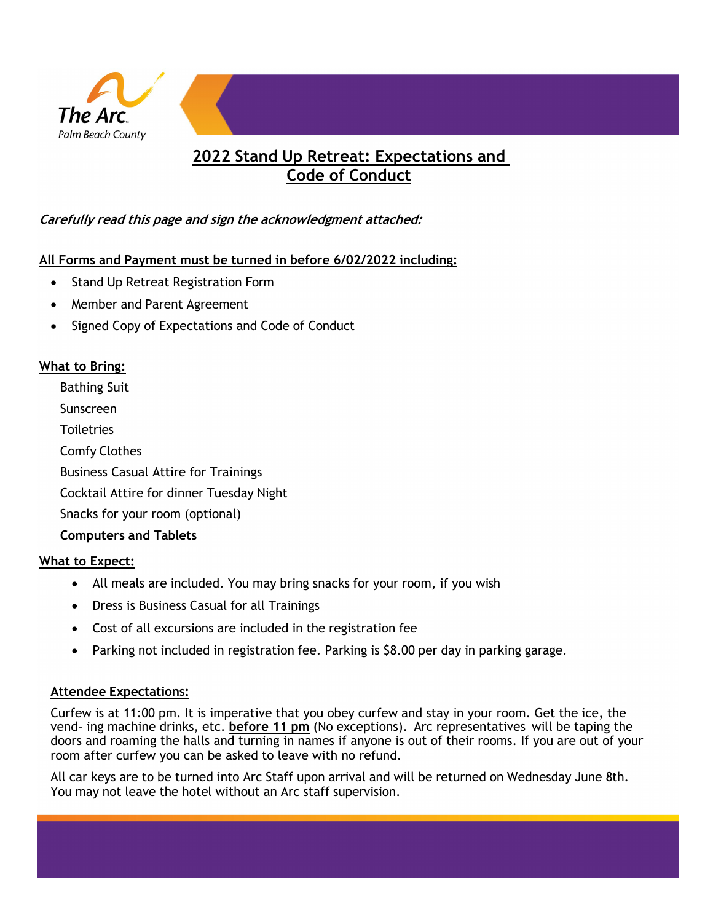The Arc
Palm Beach County

# 2022 Stand Up Retreat: Expectations and Code of Conduct

***Carefully read this page and sign the acknowledgment attached:***

**All Forms and Payment must be turned in before 6/02/2022 including:**

- Stand Up Retreat Registration Form
- Member and Parent Agreement
- Signed Copy of Expectations and Code of Conduct

**What to Bring:**

Bathing Suit
Sunscreen
Toiletries
Comfy Clothes
Business Casual Attire for Trainings
Cocktail Attire for dinner Tuesday Night
Snacks for your room (optional)
**Computers and Tablets**

**What to Expect:**

- All meals are included. You may bring snacks for your room, if you wish
- Dress is Business Casual for all Trainings
- Cost of all excursions are included in the registration fee
- Parking not included in registration fee. Parking is $8.00 per day in parking garage.

**Attendee Expectations:**

Curfew is at 11:00 pm. It is imperative that you obey curfew and stay in your room. Get the ice, the vend- ing machine drinks, etc. **before 11 pm** (No exceptions). Arc representatives will be taping the doors and roaming the halls and turning in names if anyone is out of their rooms. If you are out of your room after curfew you can be asked to leave with no refund.

All car keys are to be turned into Arc Staff upon arrival and will be returned on Wednesday June 8th. You may not leave the hotel without an Arc staff supervision.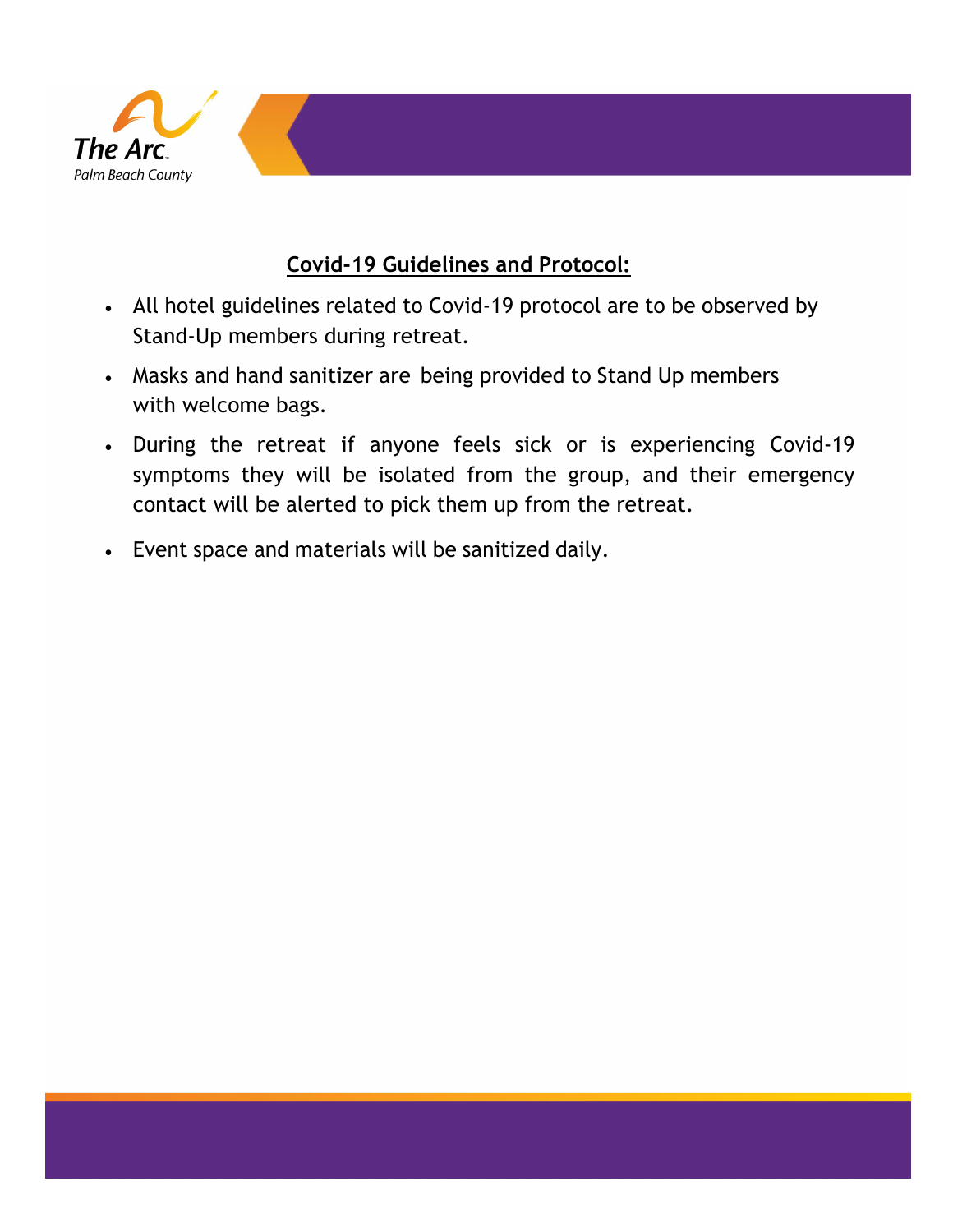## Covid-19 Guidelines and Protocol:

- All hotel guidelines related to Covid-19 protocol are to be observed by Stand-Up members during retreat.
- Masks and hand sanitizer are being provided to Stand Up members with welcome bags.
- During the retreat if anyone feels sick or is experiencing Covid-19 symptoms they will be isolated from the group, and their emergency contact will be alerted to pick them up from the retreat.
- Event space and materials will be sanitized daily.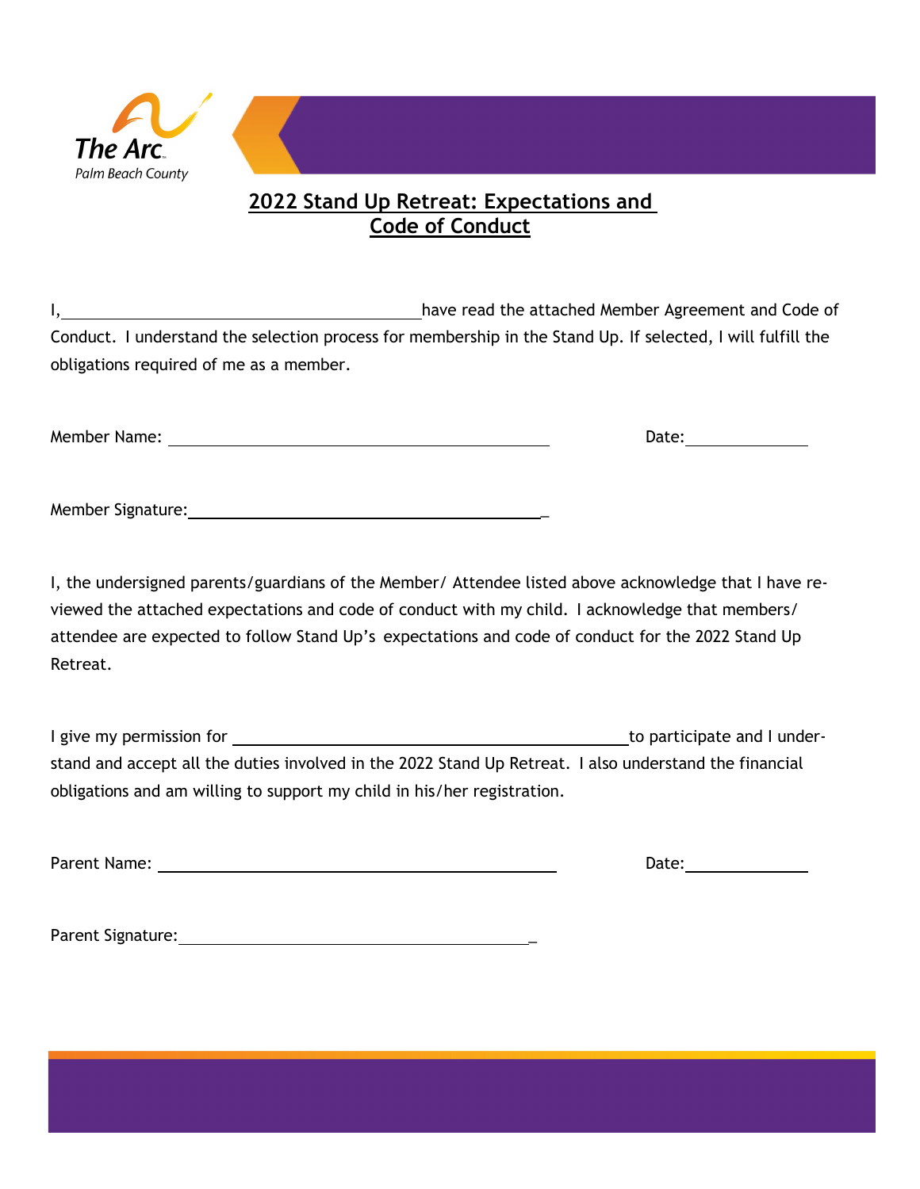The Arc Palm Beach County

## 2022 Stand Up Retreat: Expectations and Code of Conduct

I, ________________________________________ have read the attached Member Agreement and Code of Conduct. I understand the selection process for membership in the Stand Up. If selected, I will fulfill the obligations required of me as a member.

Member Name: ________________________________________ Date: ______________

Member Signature: ________________________________________

I, the undersigned parents/guardians of the Member/ Attendee listed above acknowledge that I have reviewed the attached expectations and code of conduct with my child. I acknowledge that members/ attendee are expected to follow Stand Up's expectations and code of conduct for the 2022 Stand Up Retreat.

I give my permission for ________________________________________ to participate and I understand and accept all the duties involved in the 2022 Stand Up Retreat. I also understand the financial obligations and am willing to support my child in his/her registration.

Parent Name: ________________________________________ Date: ______________

Parent Signature: ________________________________________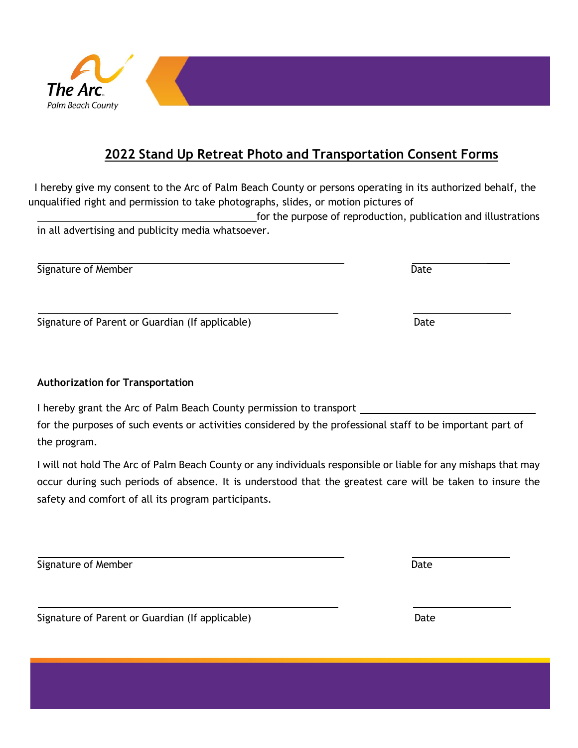The Arc Palm Beach County

## 2022 Stand Up Retreat Photo and Transportation Consent Forms

I hereby give my consent to the Arc of Palm Beach County or persons operating in its authorized behalf, the unqualified right and permission to take photographs, slides, or motion pictures of ________________________________ for the purpose of reproduction, publication and illustrations in all advertising and publicity media whatsoever.

________________________________________ ______________

Signature of Member Date

________________________________________ ______________

Signature of Parent or Guardian (If applicable) Date

**Authorization for Transportation**

I hereby grant the Arc of Palm Beach County permission to transport ________________________ for the purposes of such events or activities considered by the professional staff to be important part of the program.

I will not hold The Arc of Palm Beach County or any individuals responsible or liable for any mishaps that may occur during such periods of absence. It is understood that the greatest care will be taken to insure the safety and comfort of all its program participants.

________________________________________ ______________

Signature of Member Date

________________________________________ ______________

Signature of Parent or Guardian (If applicable) Date